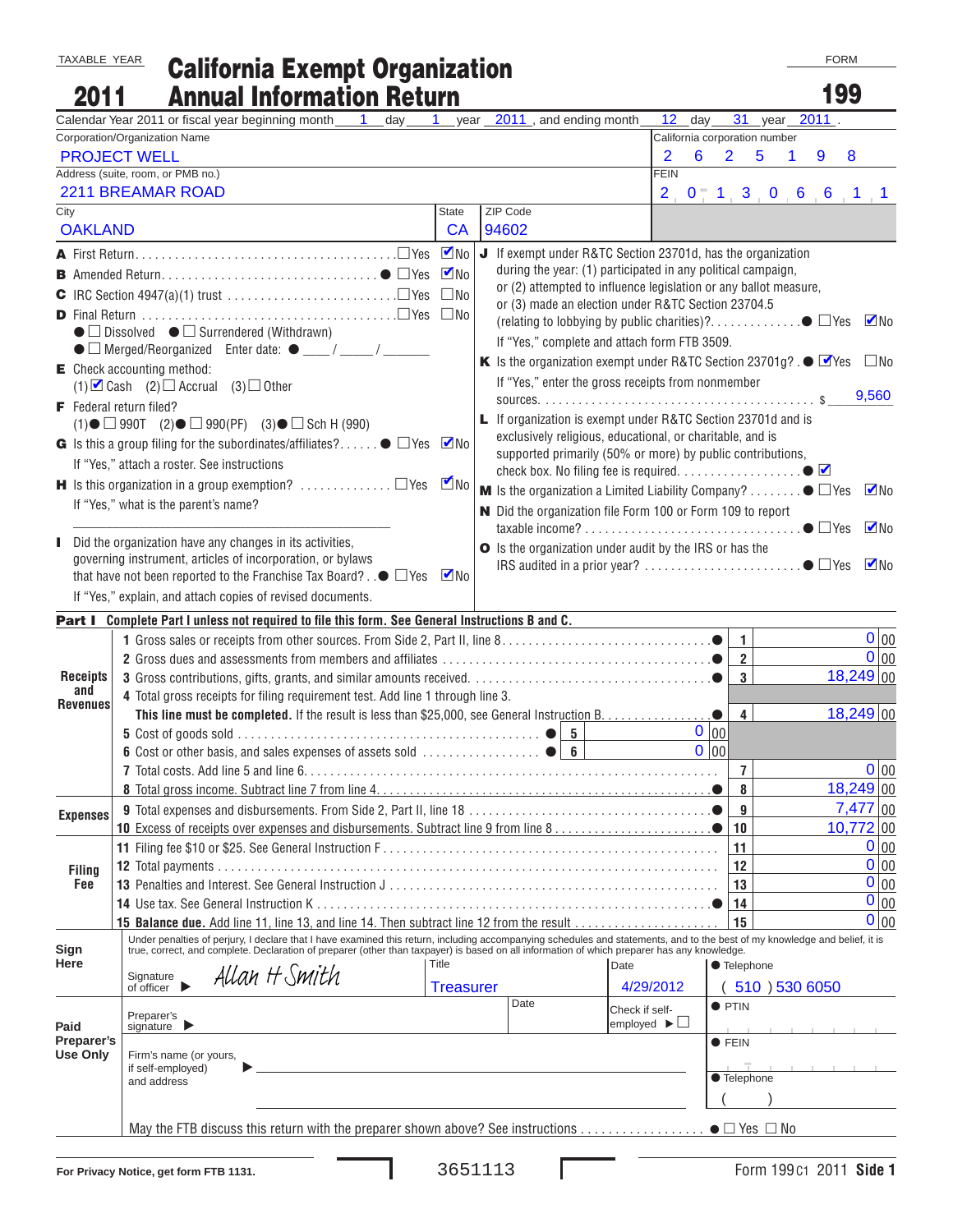TAXABLE YEAR **2011**

# California Exempt Organization Annual Information Return

FORM **199**

Calendar Year 2011 or fiscal year beginning month 1 day 1 year 2011, and ending month 12 day 31 year 2011.

| Corporation/Organization Name | California corporation number |
|---|---|
| PROJECT WELL | 2625198 |
| Address (suite, room, or PMB no.) | FEIN |
| 2211 BREAMAR ROAD | 20-1306611 |

| City | State | ZIP Code |
|---|---|---|
| OAKLAND | CA | 94602 |

**A** First Return ☐ Yes ☑ No

**B** Amended Return ● ☐ Yes ☑ No

**C** IRC Section 4947(a)(1) trust ☐ Yes ☐ No

**D** Final Return ☐ Yes ☐ No
● ☐ Dissolved ● ☐ Surrendered (Withdrawn)
● ☐ Merged/Reorganized Enter date: ● ___/___/_____

**E** Check accounting method:
(1) ☑ Cash (2) ☐ Accrual (3) ☐ Other

**F** Federal return filed?
(1) ● ☐ 990T (2) ● ☐ 990(PF) (3) ● ☐ Sch H (990)

**G** Is this a group filing for the subordinates/affiliates? ● ☐ Yes ☑ No
If "Yes," attach a roster. See instructions

**H** Is this organization in a group exemption? ☐ Yes ☑ No
If "Yes," what is the parent's name?

**I** Did the organization have any changes in its activities, governing instrument, articles of incorporation, or bylaws that have not been reported to the Franchise Tax Board? ● ☐ Yes ☑ No
If "Yes," explain, and attach copies of revised documents.

**J** If exempt under R&TC Section 23701d, has the organization during the year: (1) participated in any political campaign, or (2) attempted to influence legislation or any ballot measure, or (3) made an election under R&TC Section 23704.5 (relating to lobbying by public charities)? ● ☐ Yes ☑ No
If "Yes," complete and attach form FTB 3509.

**K** Is the organization exempt under R&TC Section 23701g? ● ☑ Yes ☐ No
If "Yes," enter the gross receipts from nonmember sources. $ 9,560

**L** If organization is exempt under R&TC Section 23701d and is exclusively religious, educational, or charitable, and is supported primarily (50% or more) by public contributions, check box. No filing fee is required. ● ☑

**M** Is the organization a Limited Liability Company? ● ☐ Yes ☑ No

**N** Did the organization file Form 100 or Form 109 to report taxable income? ● ☐ Yes ☑ No

**O** Is the organization under audit by the IRS or has the IRS audited in a prior year? ● ☐ Yes ☑ No

## Part I Complete Part I unless not required to file this form. See General Instructions B and C.

| Section | Line | Description | Line No. | Amount |
|---|---|---|---|---|
| Receipts and Revenues | 1 | Gross sales or receipts from other sources. From Side 2, Part II, line 8 | 1 | 0 00 |
| | 2 | Gross dues and assessments from members and affiliates | 2 | 0 00 |
| | 3 | Gross contributions, gifts, grants, and similar amounts received | 3 | 18,249 00 |
| | 4 | Total gross receipts for filing requirement test. Add line 1 through line 3. **This line must be completed.** If the result is less than $25,000, see General Instruction B | 4 | 18,249 00 |
| | 5 | Cost of goods sold (5) 0 00 | | |
| | 6 | Cost or other basis, and sales expenses of assets sold (6) 0 00 | | |
| | 7 | Total costs. Add line 5 and line 6 | 7 | 0 00 |
| | 8 | Total gross income. Subtract line 7 from line 4 | 8 | 18,249 00 |
| Expenses | 9 | Total expenses and disbursements. From Side 2, Part II, line 18 | 9 | 7,477 00 |
| | 10 | Excess of receipts over expenses and disbursements. Subtract line 9 from line 8 | 10 | 10,772 00 |
| Filing Fee | 11 | Filing fee $10 or $25. See General Instruction F | 11 | 0 00 |
| | 12 | Total payments | 12 | 0 00 |
| | 13 | Penalties and Interest. See General Instruction J | 13 | 0 00 |
| | 14 | Use tax. See General Instruction K | 14 | 0 00 |
| | 15 | **Balance due.** Add line 11, line 13, and line 14. Then subtract line 12 from the result | 15 | 0 00 |

**Sign Here**

Under penalties of perjury, I declare that I have examined this return, including accompanying schedules and statements, and to the best of my knowledge and belief, it is true, correct, and complete. Declaration of preparer (other than taxpayer) is based on all information of which preparer has any knowledge.

| Signature of officer | Title | Date | Telephone |
|---|---|---|---|
| Allan H Smith | Treasurer | 4/29/2012 | (510) 530 6050 |

**Paid Preparer's Use Only**

| Preparer's signature | Date | Check if self-employed ☐ | PTIN |
|---|---|---|---|
| | | | |
| Firm's name (or yours, if self-employed) and address | | | FEIN |
| | | | Telephone ( ) |

May the FTB discuss this return with the preparer shown above? See instructions ● ☐ Yes ☐ No

For Privacy Notice, get form FTB 1131. 3651113 Form 199 C1 2011 Side 1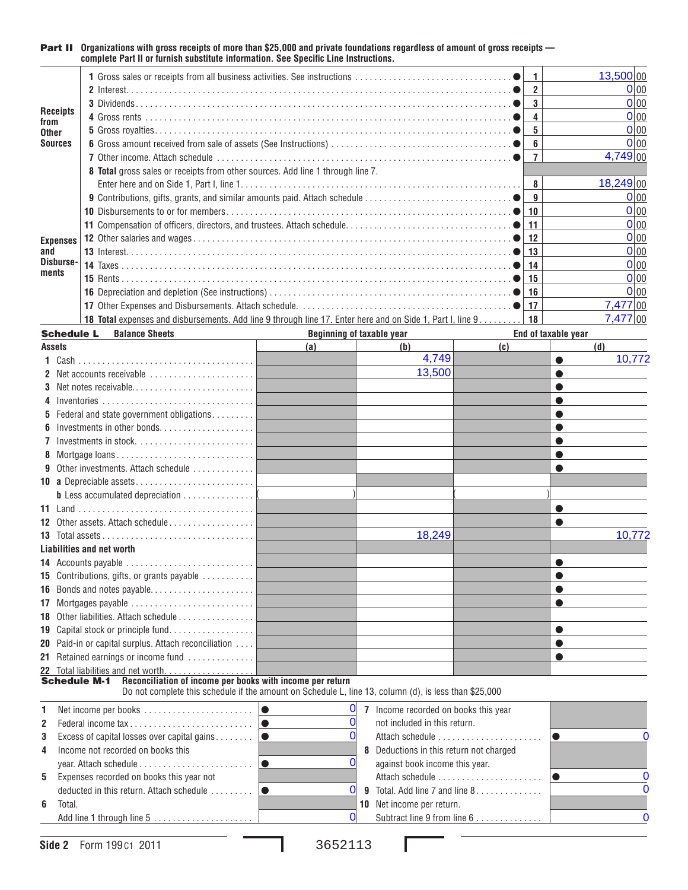**Part II Organizations with gross receipts of more than $25,000 and private foundations regardless of amount of gross receipts — complete Part II or furnish substitute information. See Specific Line Instructions.**

| | | | |
|---|---|---|---|
| **Receipts from Other Sources** | 1 Gross sales or receipts from all business activities. See instructions | 1 | 13,500 00 |
| | 2 Interest | 2 | 0 00 |
| | 3 Dividends | 3 | 0 00 |
| | 4 Gross rents | 4 | 0 00 |
| | 5 Gross royalties | 5 | 0 00 |
| | 6 Gross amount received from sale of assets (See Instructions) | 6 | 0 00 |
| | 7 Other income. Attach schedule | 7 | 4,749 00 |
| | 8 **Total** gross sales or receipts from other sources. Add line 1 through line 7. Enter here and on Side 1, Part I, line 1 | 8 | 18,249 00 |
| **Expenses and Disbursements** | 9 Contributions, gifts, grants, and similar amounts paid. Attach schedule | 9 | 0 00 |
| | 10 Disbursements to or for members | 10 | 0 00 |
| | 11 Compensation of officers, directors, and trustees. Attach schedule | 11 | 0 00 |
| | 12 Other salaries and wages | 12 | 0 00 |
| | 13 Interest | 13 | 0 00 |
| | 14 Taxes | 14 | 0 00 |
| | 15 Rents | 15 | 0 00 |
| | 16 Depreciation and depletion (See instructions) | 16 | 0 00 |
| | 17 Other Expenses and Disbursements. Attach schedule. | 17 | 7,477 00 |
| | 18 **Total** expenses and disbursements. Add line 9 through line 17. Enter here and on Side 1, Part I, line 9 | 18 | 7,477 00 |

**Schedule L Balance Sheets**

| Assets | Beginning of taxable year (a) | (b) | End of taxable year (c) | (d) |
|---|---|---|---|---|
| 1 Cash | | 4,749 | | 10,772 |
| 2 Net accounts receivable | | 13,500 | | |
| 3 Net notes receivable | | | | |
| 4 Inventories | | | | |
| 5 Federal and state government obligations | | | | |
| 6 Investments in other bonds | | | | |
| 7 Investments in stock | | | | |
| 8 Mortgage loans | | | | |
| 9 Other investments. Attach schedule | | | | |
| 10 a Depreciable assets | | | | |
| b Less accumulated depreciation | ( ) | | ( ) | |
| 11 Land | | | | |
| 12 Other assets. Attach schedule | | | | |
| 13 Total assets | | 18,249 | | 10,772 |
| **Liabilities and net worth** | | | | |
| 14 Accounts payable | | | | |
| 15 Contributions, gifts, or grants payable | | | | |
| 16 Bonds and notes payable | | | | |
| 17 Mortgages payable | | | | |
| 18 Other liabilities. Attach schedule | | | | |
| 19 Capital stock or principle fund | | | | |
| 20 Paid-in or capital surplus. Attach reconciliation | | | | |
| 21 Retained earnings or income fund | | | | |
| 22 Total liabilities and net worth | | | | |

**Schedule M-1 Reconciliation of income per books with income per return**

Do not complete this schedule if the amount on Schedule L, line 13, column (d), is less than $25,000

| | | | |
|---|---|---|---|
| 1 Net income per books | 0 | 7 Income recorded on books this year not included in this return. Attach schedule | 0 |
| 2 Federal income tax | 0 | | |
| 3 Excess of capital losses over capital gains | 0 | | |
| 4 Income not recorded on books this year. Attach schedule | 0 | 8 Deductions in this return not charged against book income this year. Attach schedule | 0 |
| 5 Expenses recorded on books this year not deducted in this return. Attach schedule | 0 | 9 Total. Add line 7 and line 8 | 0 |
| 6 Total. Add line 1 through line 5 | 0 | 10 Net income per return. Subtract line 9 from line 6 | 0 |

Side 2 Form 199C1 2011

3652113